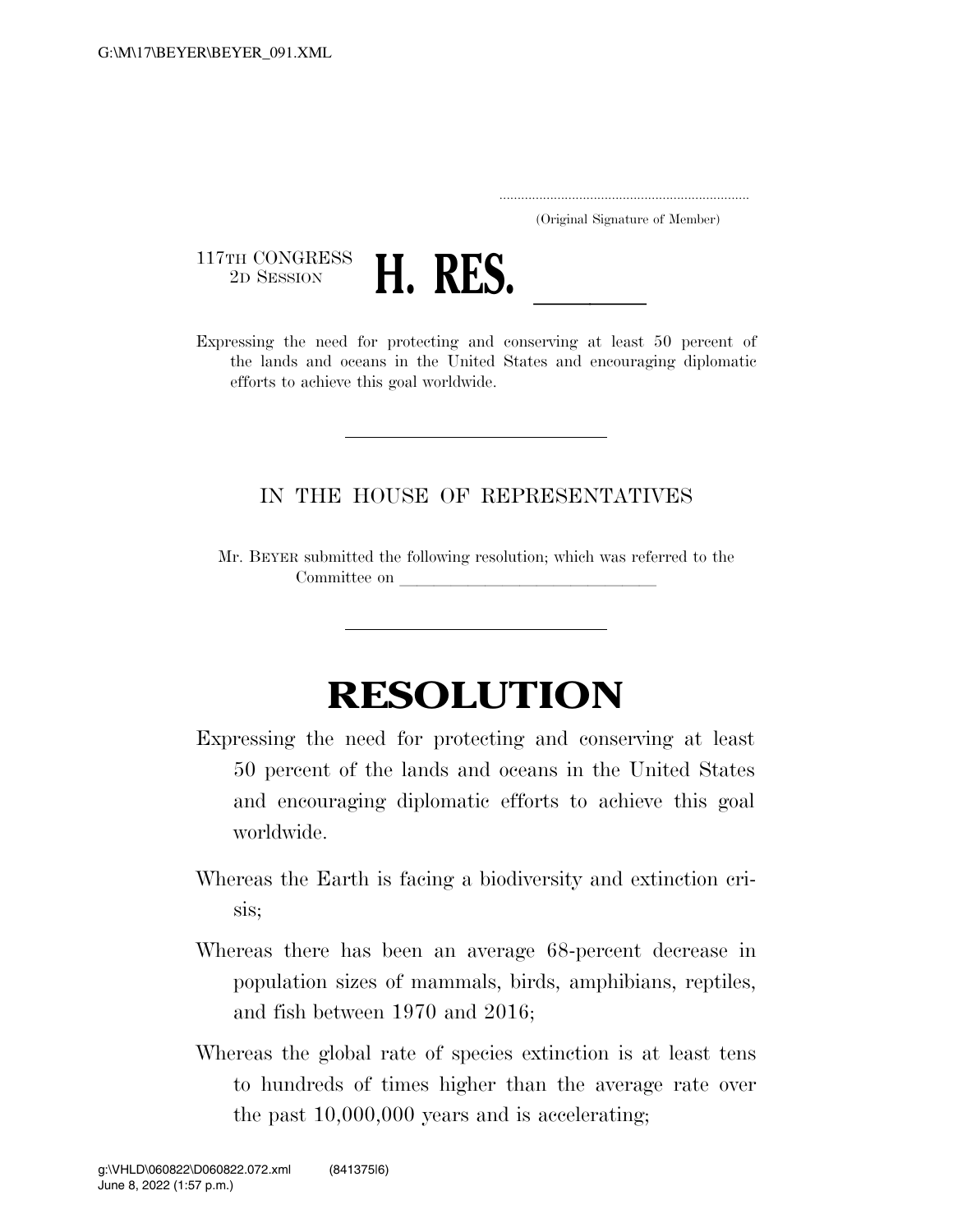(Original Signature of Member)

117TH CONGRESS
2D SESSION

# H. RES. \_\_\_\_\_\_

Expressing the need for protecting and conserving at least 50 percent of the lands and oceans in the United States and encouraging diplomatic efforts to achieve this goal worldwide.

---

IN THE HOUSE OF REPRESENTATIVES

Mr. BEYER submitted the following resolution; which was referred to the Committee on \_\_\_\_\_\_\_\_\_\_\_\_\_\_\_\_\_\_\_\_\_\_\_\_\_\_\_\_\_\_

---

# RESOLUTION

Expressing the need for protecting and conserving at least 50 percent of the lands and oceans in the United States and encouraging diplomatic efforts to achieve this goal worldwide.

Whereas the Earth is facing a biodiversity and extinction crisis;

Whereas there has been an average 68-percent decrease in population sizes of mammals, birds, amphibians, reptiles, and fish between 1970 and 2016;

Whereas the global rate of species extinction is at least tens to hundreds of times higher than the average rate over the past 10,000,000 years and is accelerating;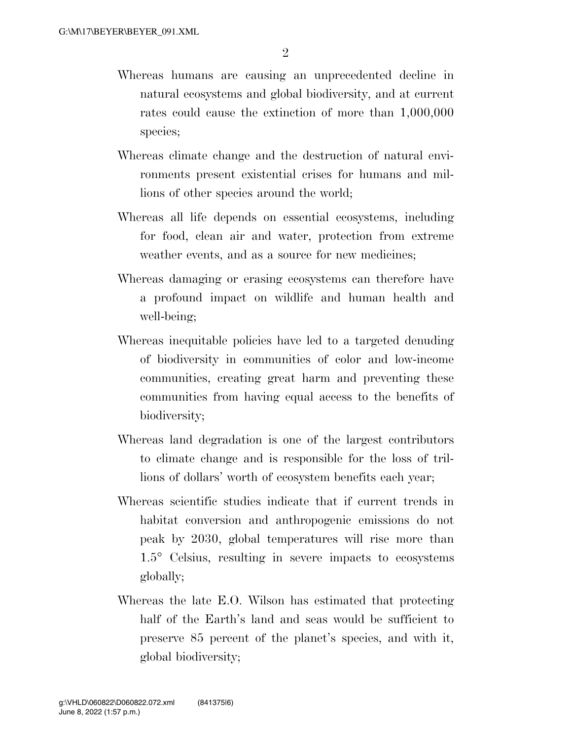Whereas humans are causing an unprecedented decline in natural ecosystems and global biodiversity, and at current rates could cause the extinction of more than 1,000,000 species;

Whereas climate change and the destruction of natural environments present existential crises for humans and millions of other species around the world;

Whereas all life depends on essential ecosystems, including for food, clean air and water, protection from extreme weather events, and as a source for new medicines;

Whereas damaging or erasing ecosystems can therefore have a profound impact on wildlife and human health and well-being;

Whereas inequitable policies have led to a targeted denuding of biodiversity in communities of color and low-income communities, creating great harm and preventing these communities from having equal access to the benefits of biodiversity;

Whereas land degradation is one of the largest contributors to climate change and is responsible for the loss of trillions of dollars' worth of ecosystem benefits each year;

Whereas scientific studies indicate that if current trends in habitat conversion and anthropogenic emissions do not peak by 2030, global temperatures will rise more than 1.5° Celsius, resulting in severe impacts to ecosystems globally;

Whereas the late E.O. Wilson has estimated that protecting half of the Earth's land and seas would be sufficient to preserve 85 percent of the planet's species, and with it, global biodiversity;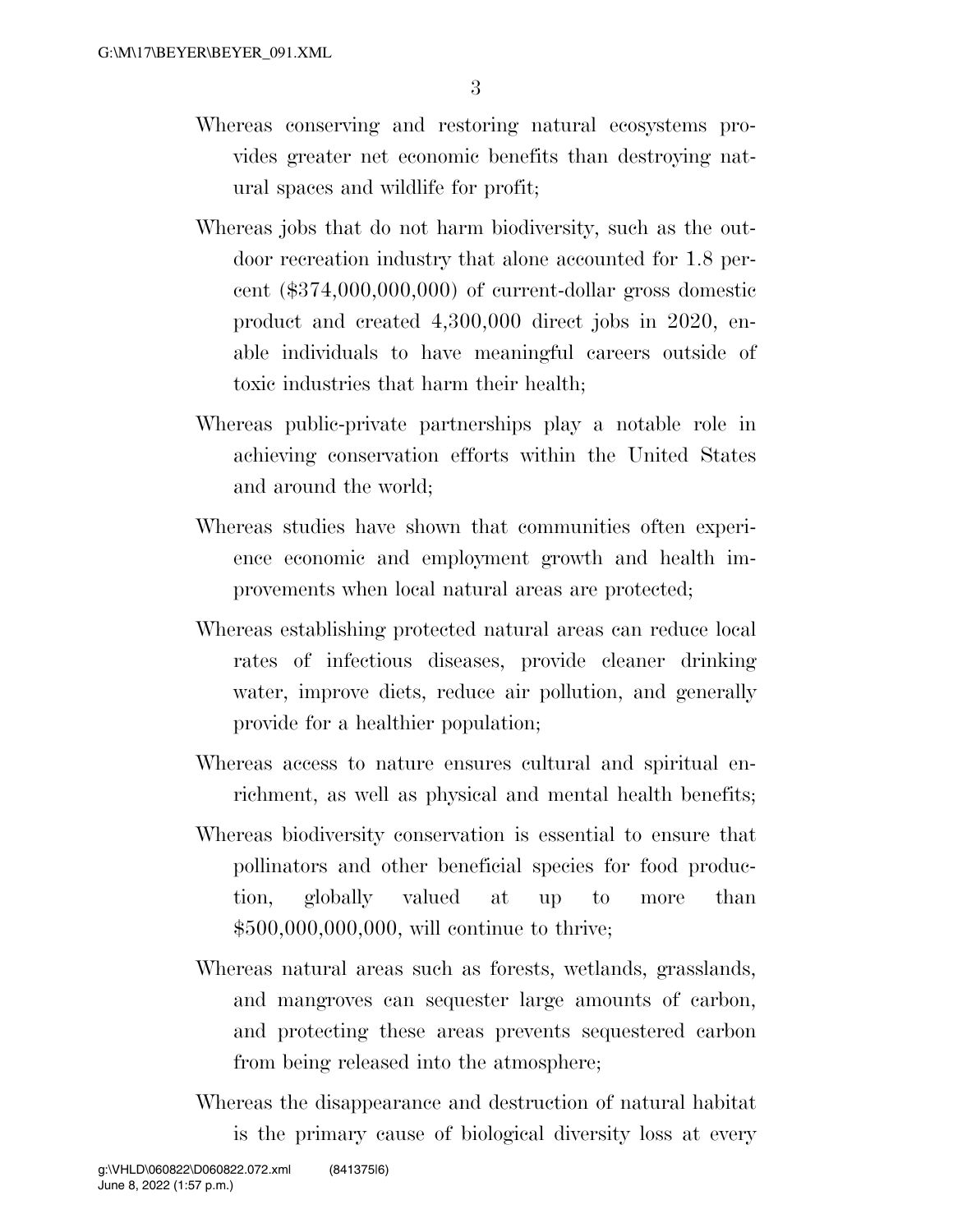Whereas conserving and restoring natural ecosystems provides greater net economic benefits than destroying natural spaces and wildlife for profit;

Whereas jobs that do not harm biodiversity, such as the outdoor recreation industry that alone accounted for 1.8 percent ($374,000,000,000) of current-dollar gross domestic product and created 4,300,000 direct jobs in 2020, enable individuals to have meaningful careers outside of toxic industries that harm their health;

Whereas public-private partnerships play a notable role in achieving conservation efforts within the United States and around the world;

Whereas studies have shown that communities often experience economic and employment growth and health improvements when local natural areas are protected;

Whereas establishing protected natural areas can reduce local rates of infectious diseases, provide cleaner drinking water, improve diets, reduce air pollution, and generally provide for a healthier population;

Whereas access to nature ensures cultural and spiritual enrichment, as well as physical and mental health benefits;

Whereas biodiversity conservation is essential to ensure that pollinators and other beneficial species for food production, globally valued at up to more than $500,000,000,000, will continue to thrive;

Whereas natural areas such as forests, wetlands, grasslands, and mangroves can sequester large amounts of carbon, and protecting these areas prevents sequestered carbon from being released into the atmosphere;

Whereas the disappearance and destruction of natural habitat is the primary cause of biological diversity loss at every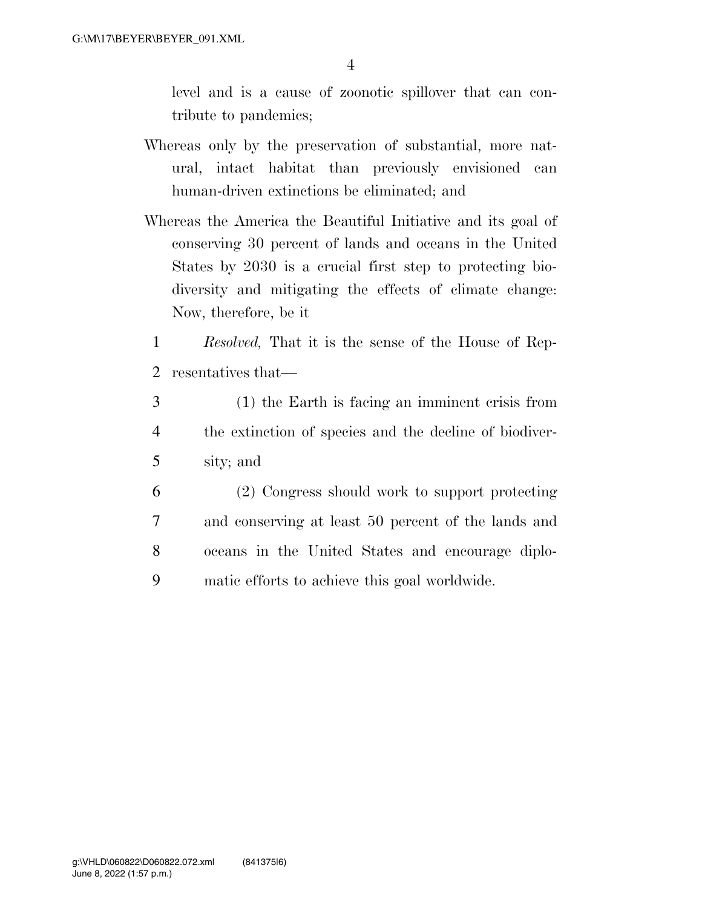level and is a cause of zoonotic spillover that can contribute to pandemics;

Whereas only by the preservation of substantial, more natural, intact habitat than previously envisioned can human-driven extinctions be eliminated; and

Whereas the America the Beautiful Initiative and its goal of conserving 30 percent of lands and oceans in the United States by 2030 is a crucial first step to protecting biodiversity and mitigating the effects of climate change: Now, therefore, be it

*Resolved,* That it is the sense of the House of Representatives that—

(1) the Earth is facing an imminent crisis from the extinction of species and the decline of biodiversity; and

(2) Congress should work to support protecting and conserving at least 50 percent of the lands and oceans in the United States and encourage diplomatic efforts to achieve this goal worldwide.